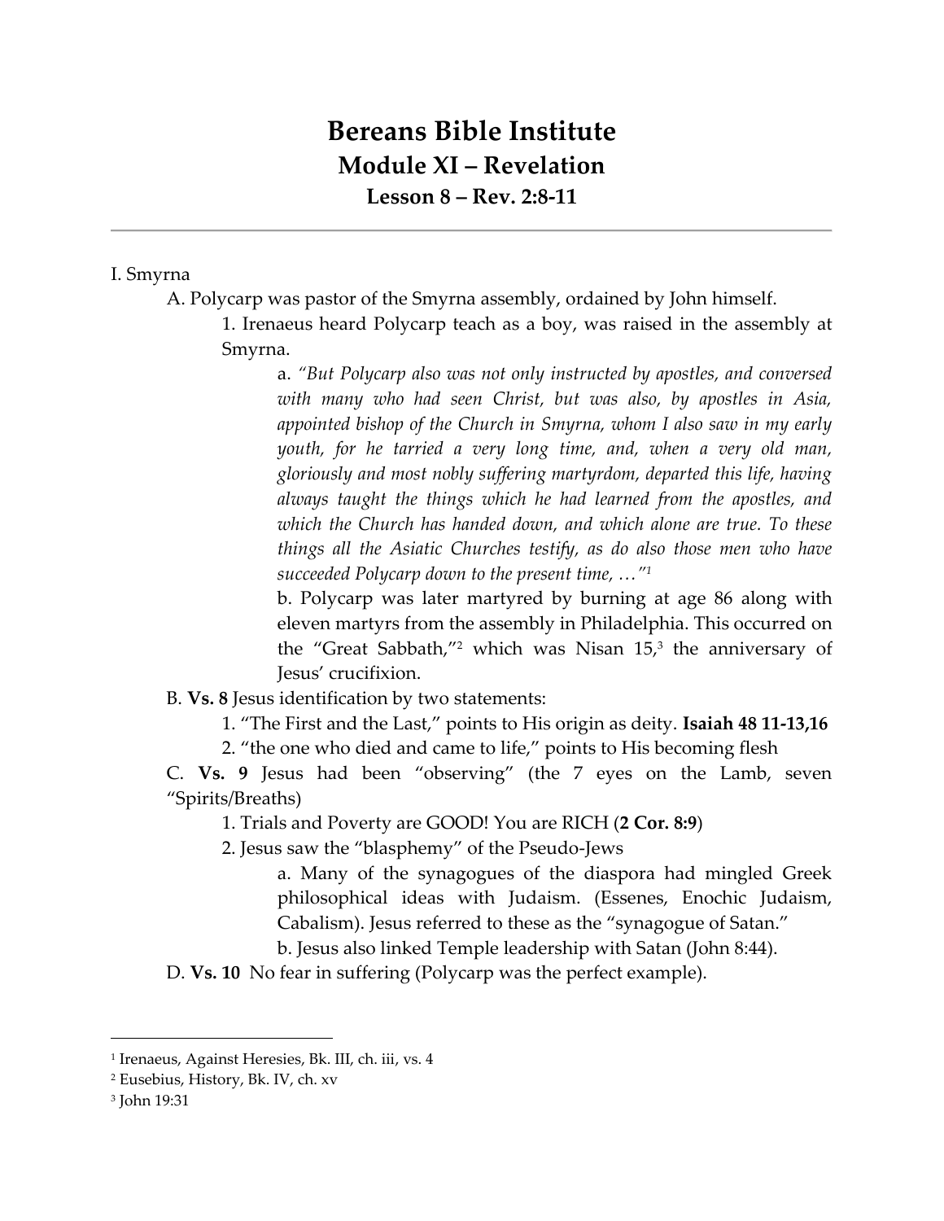# Bereans Bible Institute

## Module XI – Revelation

### Lesson 8 – Rev. 2:8-11

---

I. Smyrna

A. Polycarp was pastor of the Smyrna assembly, ordained by John himself.

1. Irenaeus heard Polycarp teach as a boy, was raised in the assembly at Smyrna.

a. *"But Polycarp also was not only instructed by apostles, and conversed with many who had seen Christ, but was also, by apostles in Asia, appointed bishop of the Church in Smyrna, whom I also saw in my early youth, for he tarried a very long time, and, when a very old man, gloriously and most nobly suffering martyrdom, departed this life, having always taught the things which he had learned from the apostles, and which the Church has handed down, and which alone are true. To these things all the Asiatic Churches testify, as do also those men who have succeeded Polycarp down to the present time, …"*[1]

b. Polycarp was later martyred by burning at age 86 along with eleven martyrs from the assembly in Philadelphia. This occurred on the "Great Sabbath,"[2] which was Nisan 15,[3] the anniversary of Jesus' crucifixion.

B. **Vs. 8** Jesus identification by two statements:

1. "The First and the Last," points to His origin as deity. **Isaiah 48 11-13,16**

2. "the one who died and came to life," points to His becoming flesh

C. **Vs. 9** Jesus had been "observing" (the 7 eyes on the Lamb, seven "Spirits/Breaths)

1. Trials and Poverty are GOOD! You are RICH (**2 Cor. 8:9**)

2. Jesus saw the "blasphemy" of the Pseudo-Jews

a. Many of the synagogues of the diaspora had mingled Greek philosophical ideas with Judaism. (Essenes, Enochic Judaism, Cabalism). Jesus referred to these as the "synagogue of Satan."

b. Jesus also linked Temple leadership with Satan (John 8:44).

D. **Vs. 10** No fear in suffering (Polycarp was the perfect example).

---

[1] Irenaeus, Against Heresies, Bk. III, ch. iii, vs. 4

[2] Eusebius, History, Bk. IV, ch. xv

[3] John 19:31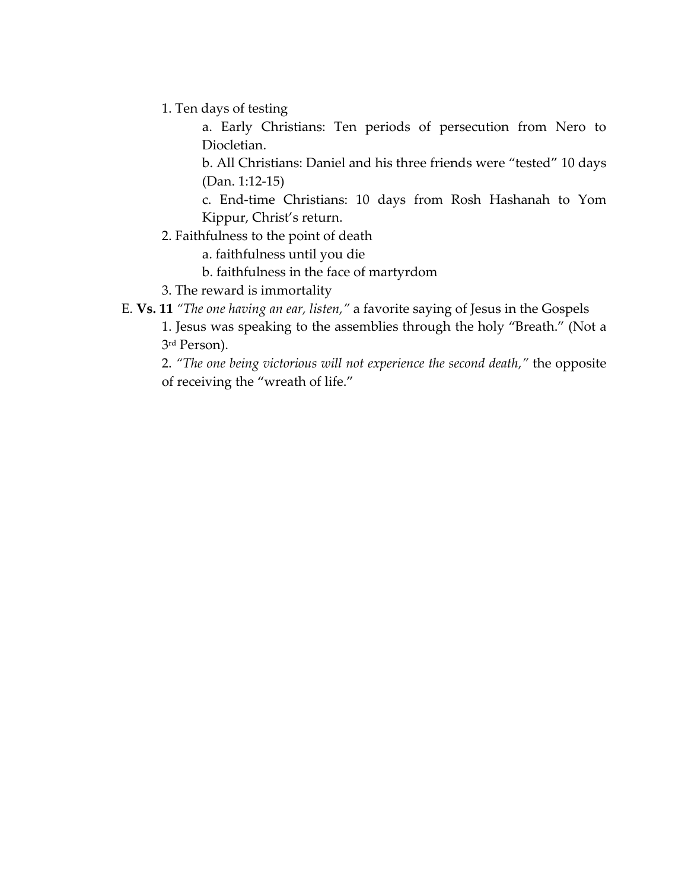1. Ten days of testing
    a. Early Christians: Ten periods of persecution from Nero to Diocletian.
    b. All Christians: Daniel and his three friends were "tested" 10 days (Dan. 1:12-15)
    c. End-time Christians: 10 days from Rosh Hashanah to Yom Kippur, Christ's return.
2. Faithfulness to the point of death
    a. faithfulness until you die
    b. faithfulness in the face of martyrdom
3. The reward is immortality

E. **Vs. 11** *"The one having an ear, listen,"* a favorite saying of Jesus in the Gospels
1. Jesus was speaking to the assemblies through the holy "Breath." (Not a 3rd Person).
2. *"The one being victorious will not experience the second death,"* the opposite of receiving the "wreath of life."